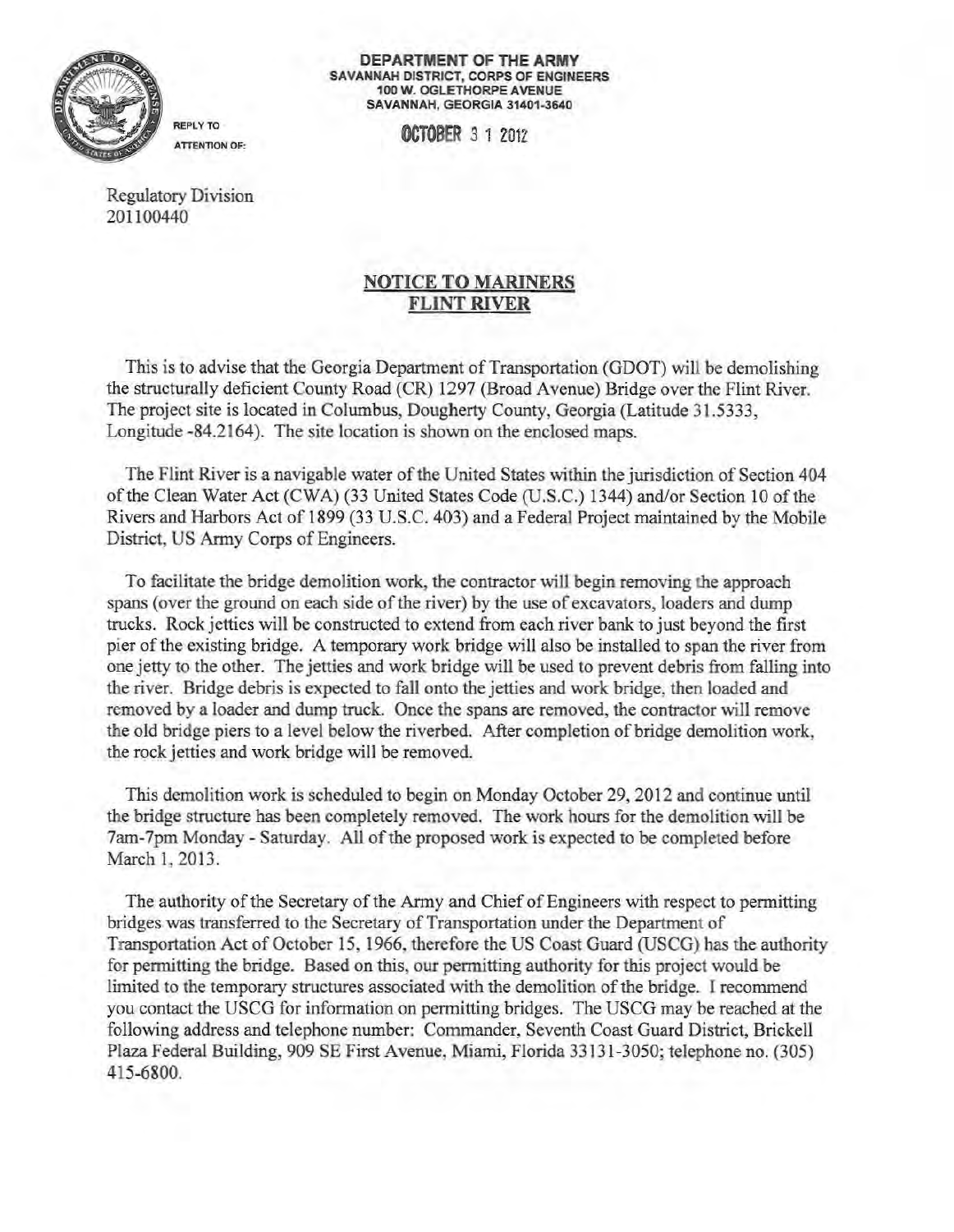**DEPARTMENT OF THE ARMY**
**SAVANNAH DISTRICT, CORPS OF ENGINEERS**
**100 W. OGLETHORPE AVENUE**
**SAVANNAH, GEORGIA 31401-3640**

REPLY TO
ATTENTION OF:

OCTOBER 3 1 2012

Regulatory Division
201100440

## NOTICE TO MARINERS
## FLINT RIVER

This is to advise that the Georgia Department of Transportation (GDOT) will be demolishing the structurally deficient County Road (CR) 1297 (Broad Avenue) Bridge over the Flint River. The project site is located in Columbus, Dougherty County, Georgia (Latitude 31.5333, Longitude -84.2164). The site location is shown on the enclosed maps.

The Flint River is a navigable water of the United States within the jurisdiction of Section 404 of the Clean Water Act (CWA) (33 United States Code (U.S.C.) 1344) and/or Section 10 of the Rivers and Harbors Act of 1899 (33 U.S.C. 403) and a Federal Project maintained by the Mobile District, US Army Corps of Engineers.

To facilitate the bridge demolition work, the contractor will begin removing the approach spans (over the ground on each side of the river) by the use of excavators, loaders and dump trucks. Rock jetties will be constructed to extend from each river bank to just beyond the first pier of the existing bridge. A temporary work bridge will also be installed to span the river from one jetty to the other. The jetties and work bridge will be used to prevent debris from falling into the river. Bridge debris is expected to fall onto the jetties and work bridge, then loaded and removed by a loader and dump truck. Once the spans are removed, the contractor will remove the old bridge piers to a level below the riverbed. After completion of bridge demolition work, the rock jetties and work bridge will be removed.

This demolition work is scheduled to begin on Monday October 29, 2012 and continue until the bridge structure has been completely removed. The work hours for the demolition will be 7am-7pm Monday - Saturday. All of the proposed work is expected to be completed before March 1, 2013.

The authority of the Secretary of the Army and Chief of Engineers with respect to permitting bridges was transferred to the Secretary of Transportation under the Department of Transportation Act of October 15, 1966, therefore the US Coast Guard (USCG) has the authority for permitting the bridge. Based on this, our permitting authority for this project would be limited to the temporary structures associated with the demolition of the bridge. I recommend you contact the USCG for information on permitting bridges. The USCG may be reached at the following address and telephone number: Commander, Seventh Coast Guard District, Brickell Plaza Federal Building, 909 SE First Avenue, Miami, Florida 33131-3050; telephone no. (305) 415-6800.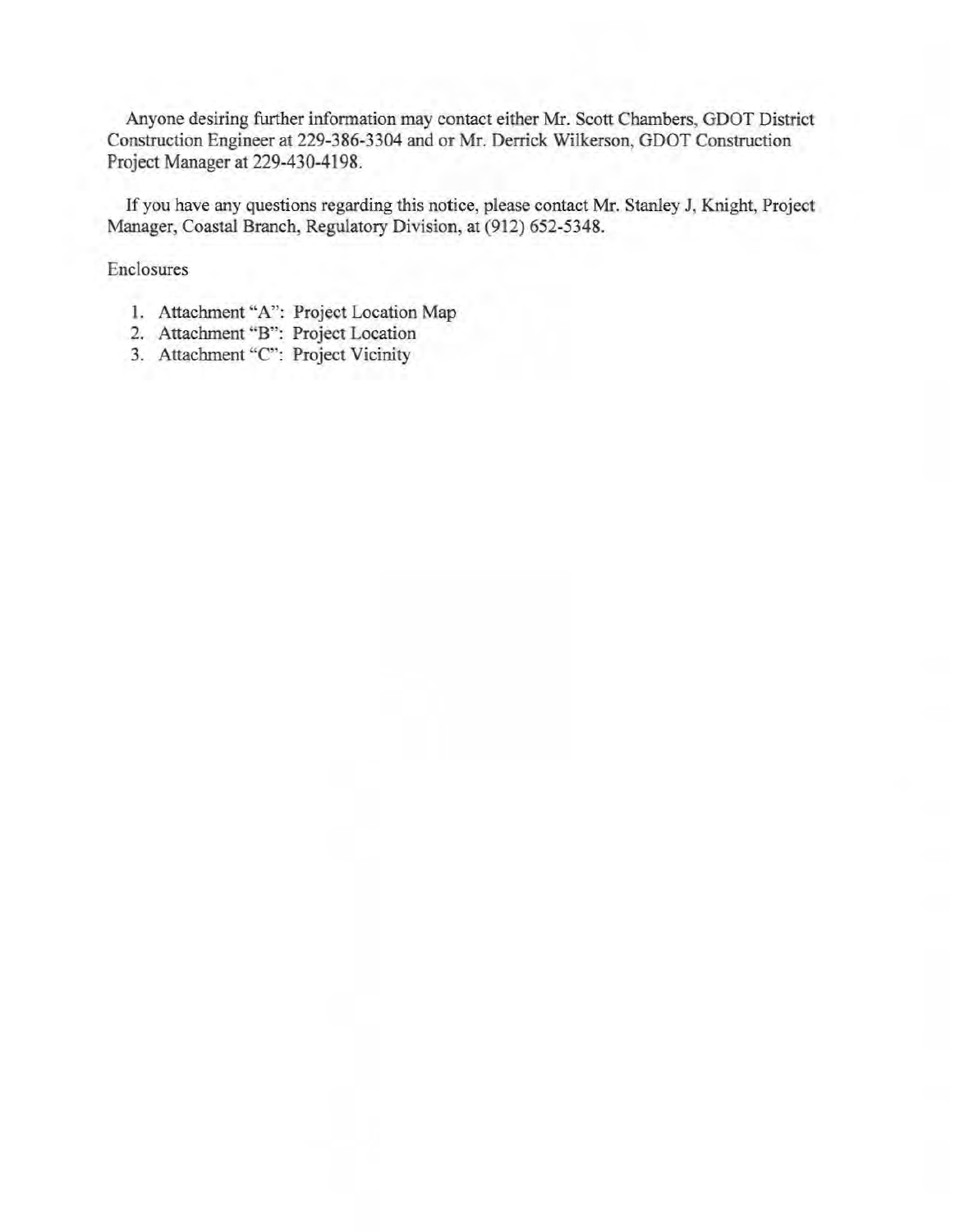Anyone desiring further information may contact either Mr. Scott Chambers, GDOT District Construction Engineer at 229-386-3304 and or Mr. Derrick Wilkerson, GDOT Construction Project Manager at 229-430-4198.

If you have any questions regarding this notice, please contact Mr. Stanley J, Knight, Project Manager, Coastal Branch, Regulatory Division, at (912) 652-5348.

Enclosures

1. Attachment "A": Project Location Map
2. Attachment "B": Project Location
3. Attachment "C": Project Vicinity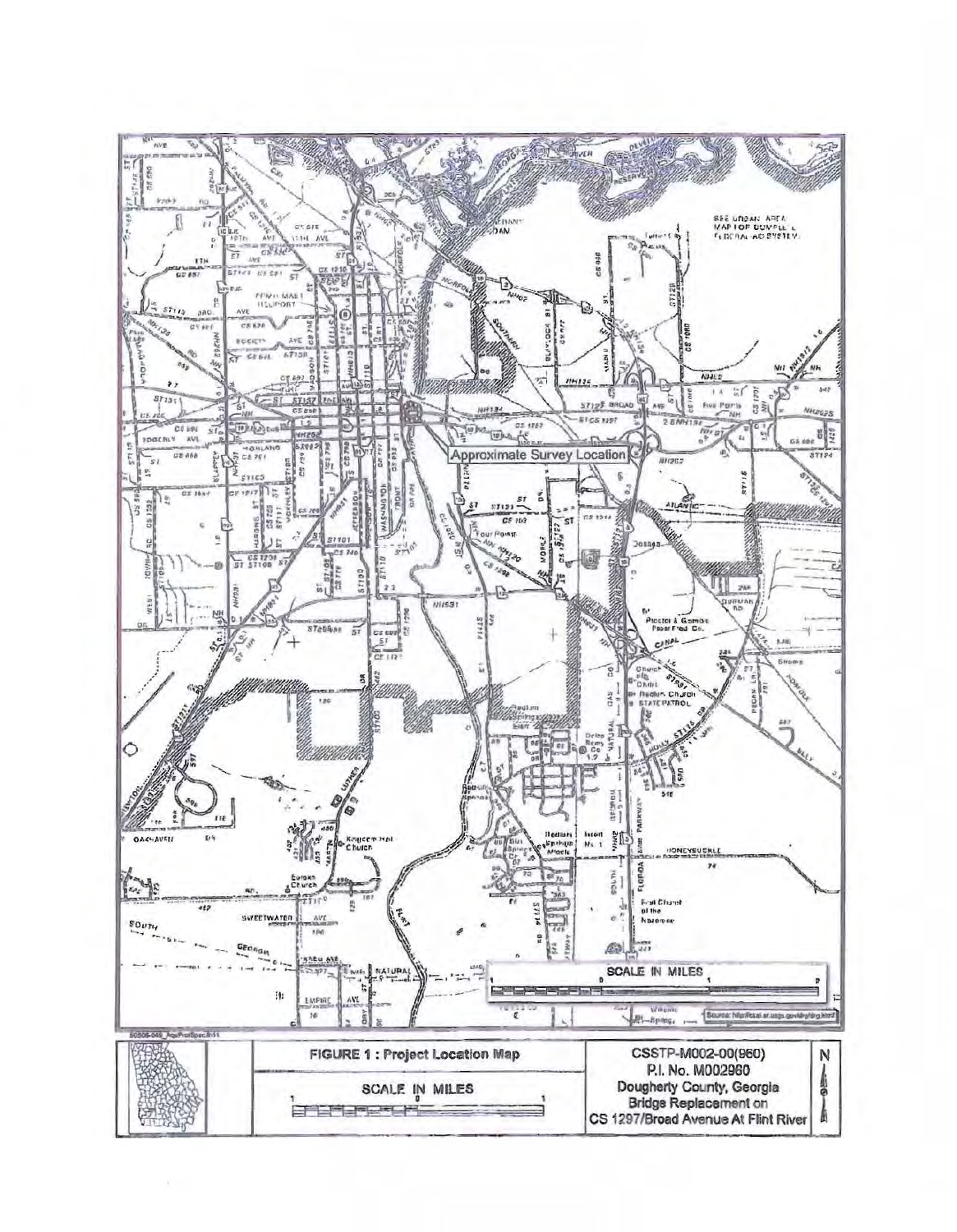Approximate Survey Location

SCALE IN MILES

Source: http://tcsal.er.usgs.gov/drg/drg.html

**FIGURE 1 : Project Location Map**

SCALE IN MILES

CSSTP-M002-00(960)
P.I. No. M002960
Dougherty County, Georgia
Bridge Replacement on
CS 1297/Broad Avenue At Flint River

N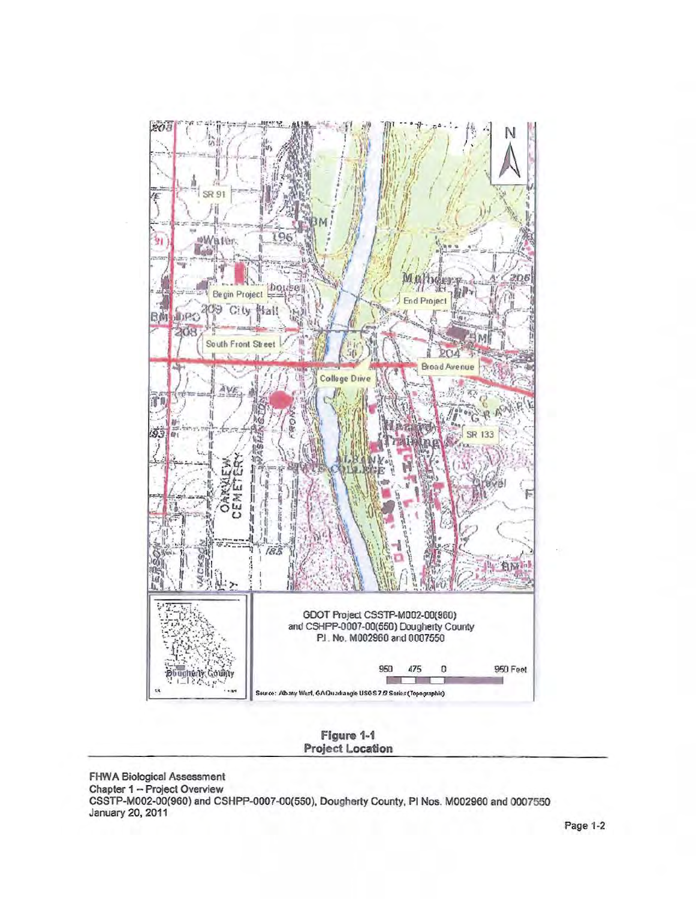**Figure 1-1**
**Project Location**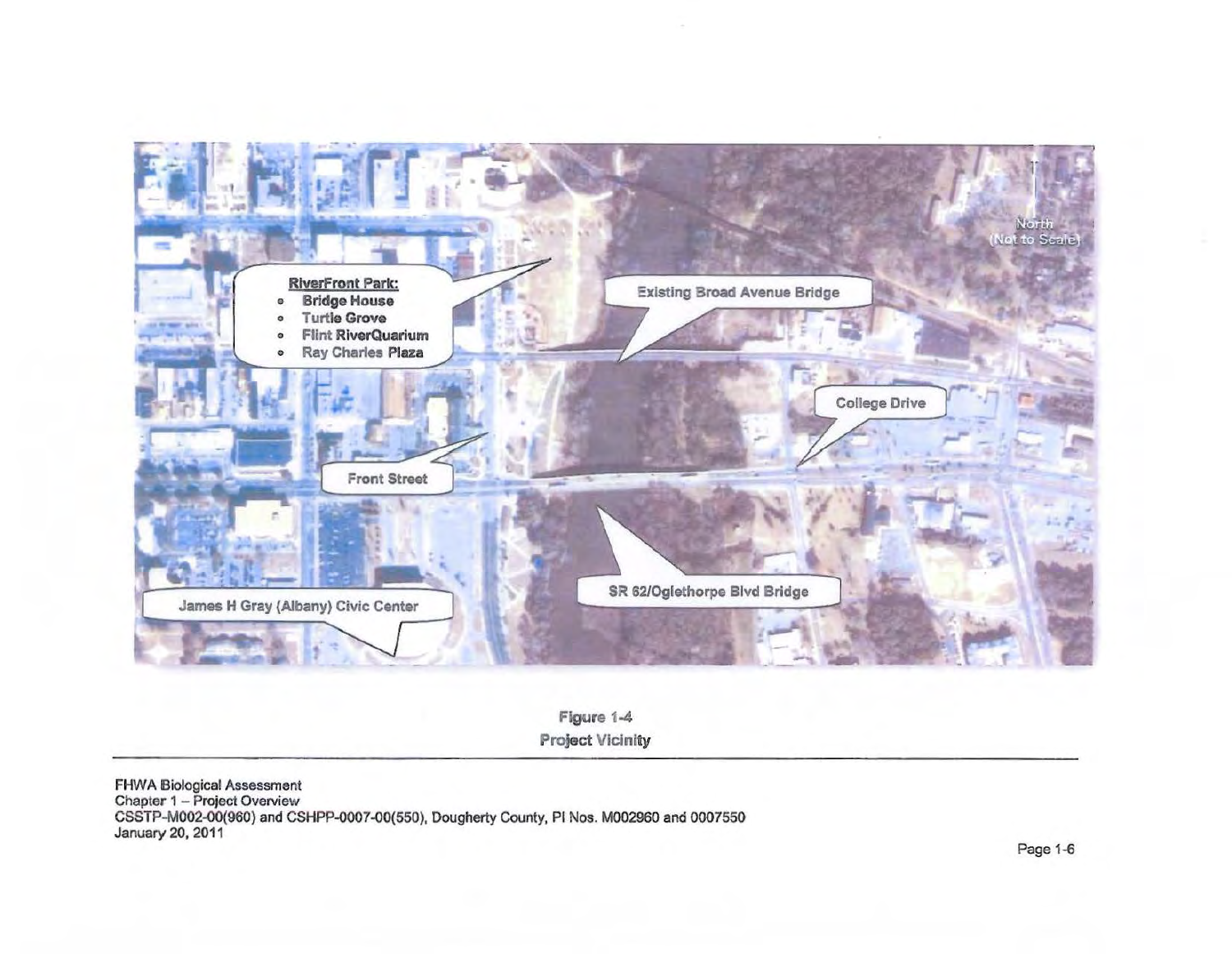RiverFront Park:
- Bridge House
- Turtle Grove
- Flint RiverQuarium
- Ray Charles Plaza

Existing Broad Avenue Bridge

North (Not to Scale)

College Drive

Front Street

SR 62/Oglethorpe Blvd Bridge

James H Gray (Albany) Civic Center

**Figure 1-4**
**Project Vicinity**